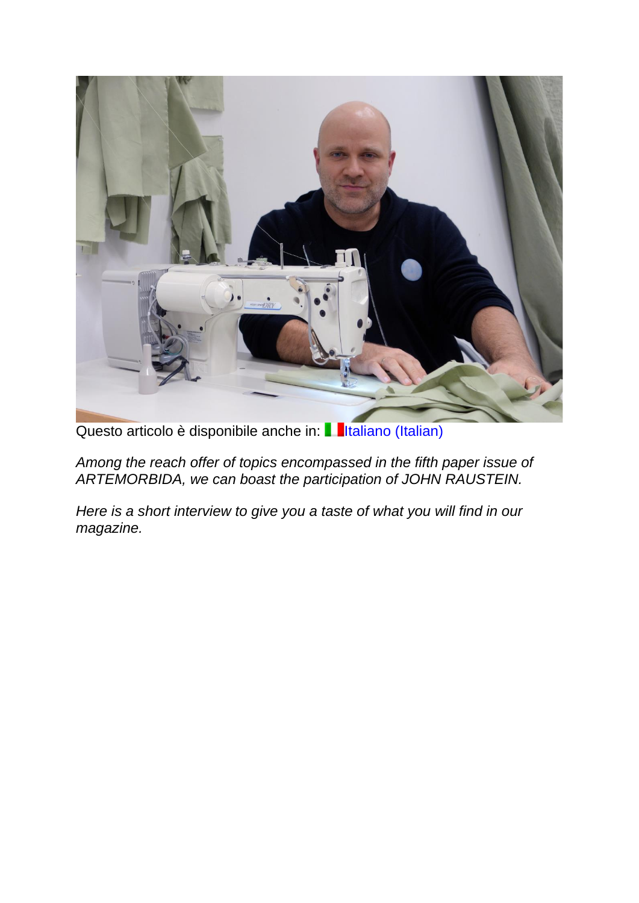Questo articolo è disponibile anche in: Italiano (Italian)

*Among the reach offer of topics encompassed in the fifth paper issue of ARTEMORBIDA, we can boast the participation of JOHN RAUSTEIN.*

*Here is a short interview to give you a taste of what you will find in our magazine.*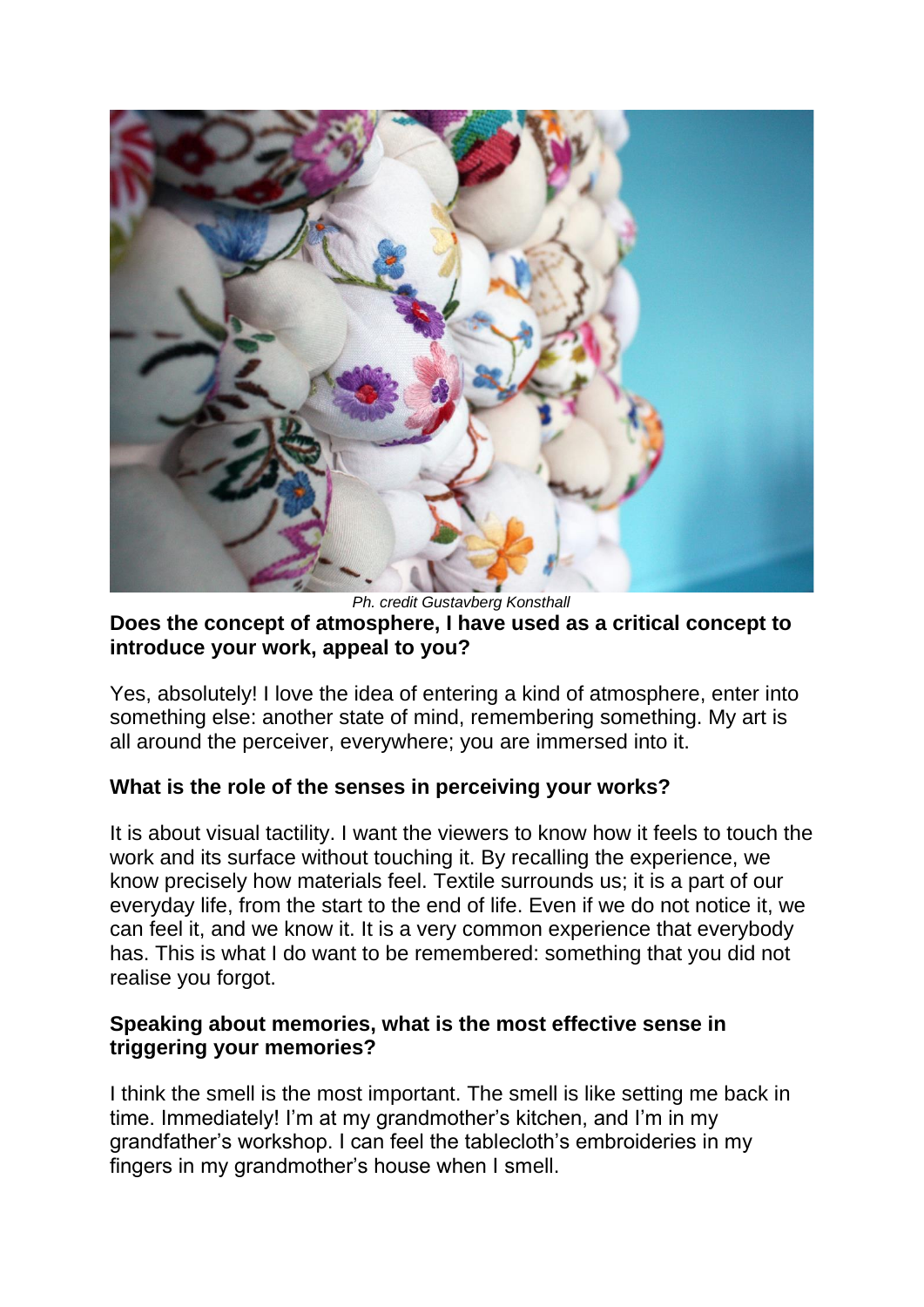*Ph. credit Gustavberg Konsthall*

**Does the concept of atmosphere, I have used as a critical concept to introduce your work, appeal to you?**

Yes, absolutely! I love the idea of entering a kind of atmosphere, enter into something else: another state of mind, remembering something. My art is all around the perceiver, everywhere; you are immersed into it.

**What is the role of the senses in perceiving your works?**

It is about visual tactility. I want the viewers to know how it feels to touch the work and its surface without touching it. By recalling the experience, we know precisely how materials feel. Textile surrounds us; it is a part of our everyday life, from the start to the end of life. Even if we do not notice it, we can feel it, and we know it. It is a very common experience that everybody has. This is what I do want to be remembered: something that you did not realise you forgot.

**Speaking about memories, what is the most effective sense in triggering your memories?**

I think the smell is the most important. The smell is like setting me back in time. Immediately! I'm at my grandmother's kitchen, and I'm in my grandfather's workshop. I can feel the tablecloth's embroideries in my fingers in my grandmother's house when I smell.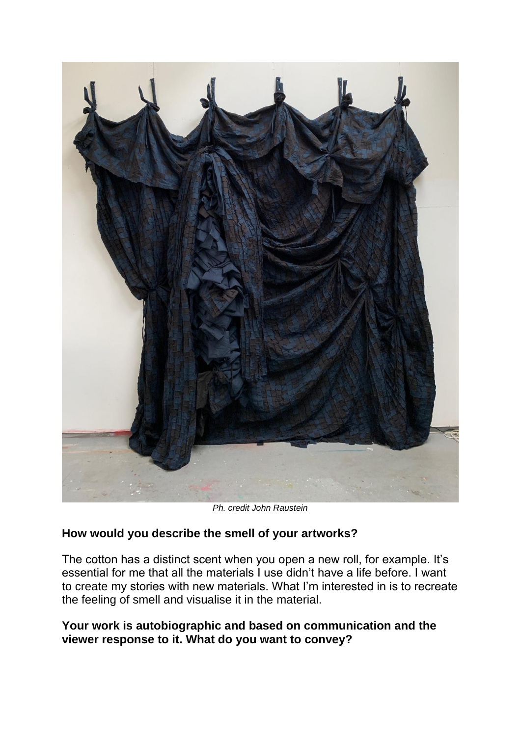*Ph. credit John Raustein*

**How would you describe the smell of your artworks?**

The cotton has a distinct scent when you open a new roll, for example. It's essential for me that all the materials I use didn't have a life before. I want to create my stories with new materials. What I'm interested in is to recreate the feeling of smell and visualise it in the material.

**Your work is autobiographic and based on communication and the viewer response to it. What do you want to convey?**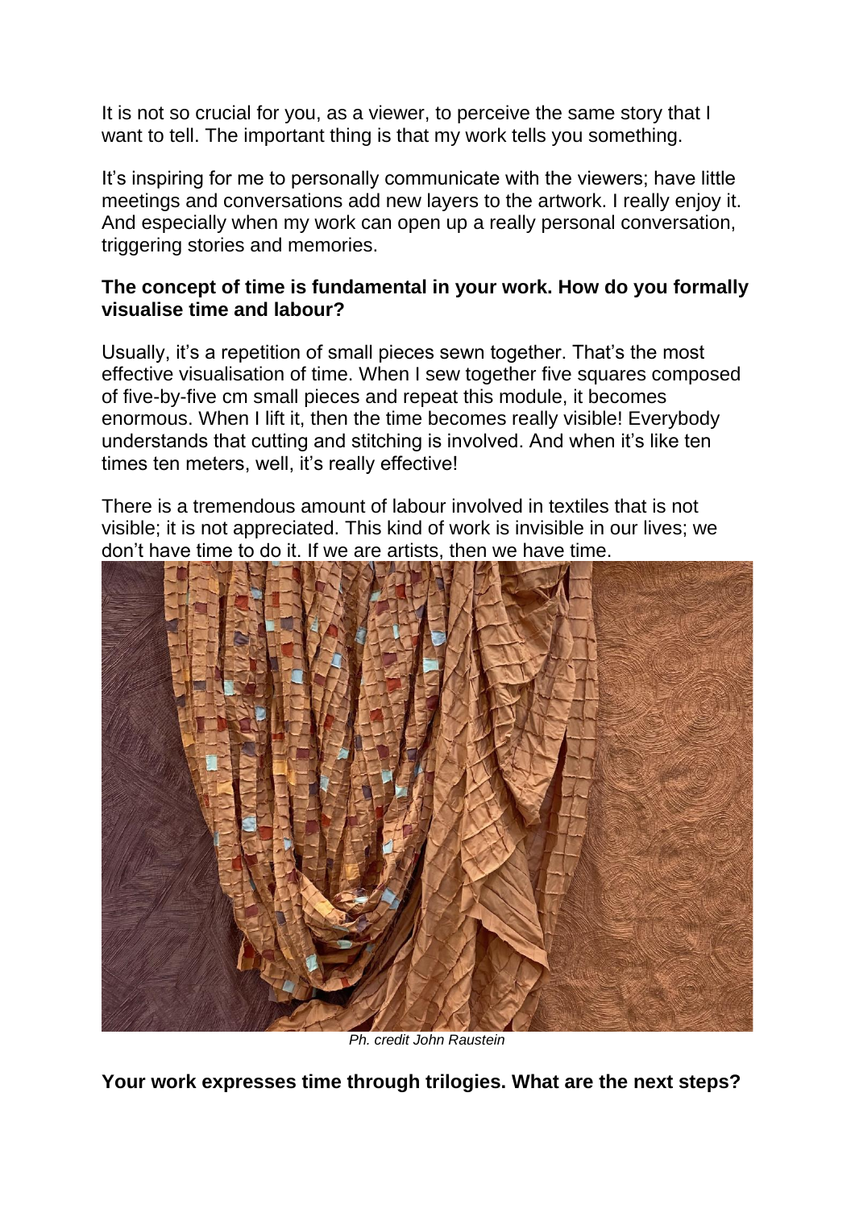It is not so crucial for you, as a viewer, to perceive the same story that I want to tell. The important thing is that my work tells you something.

It's inspiring for me to personally communicate with the viewers; have little meetings and conversations add new layers to the artwork. I really enjoy it. And especially when my work can open up a really personal conversation, triggering stories and memories.

**The concept of time is fundamental in your work. How do you formally visualise time and labour?**

Usually, it's a repetition of small pieces sewn together. That's the most effective visualisation of time. When I sew together five squares composed of five-by-five cm small pieces and repeat this module, it becomes enormous. When I lift it, then the time becomes really visible! Everybody understands that cutting and stitching is involved. And when it's like ten times ten meters, well, it's really effective!

There is a tremendous amount of labour involved in textiles that is not visible; it is not appreciated. This kind of work is invisible in our lives; we don't have time to do it. If we are artists, then we have time.

*Ph. credit John Raustein*

**Your work expresses time through trilogies. What are the next steps?**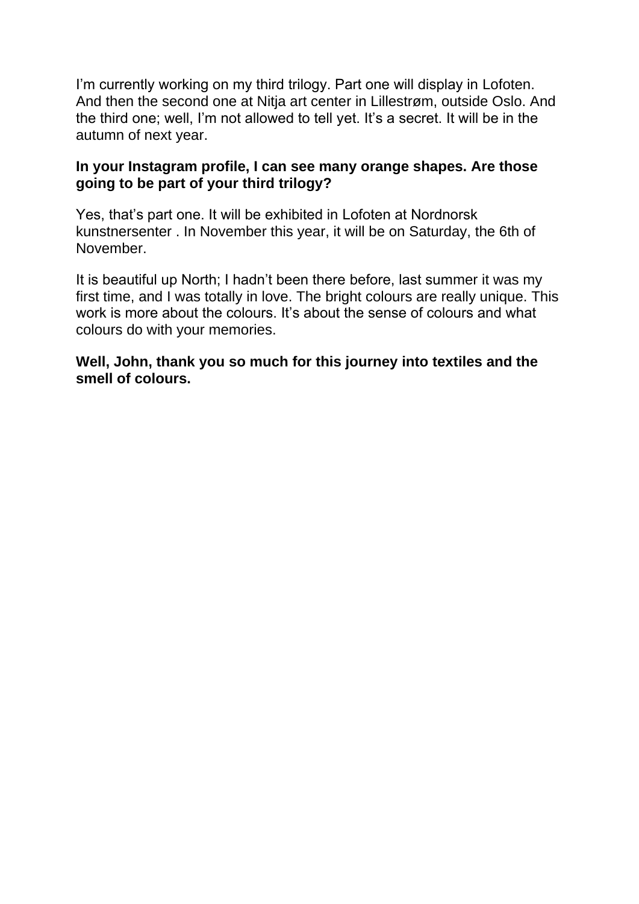I'm currently working on my third trilogy. Part one will display in Lofoten. And then the second one at Nitja art center in Lillestrøm, outside Oslo. And the third one; well, I'm not allowed to tell yet. It's a secret. It will be in the autumn of next year.

**In your Instagram profile, I can see many orange shapes. Are those going to be part of your third trilogy?**

Yes, that's part one. It will be exhibited in Lofoten at Nordnorsk kunstnersenter . In November this year, it will be on Saturday, the 6th of November.

It is beautiful up North; I hadn't been there before, last summer it was my first time, and I was totally in love. The bright colours are really unique. This work is more about the colours. It's about the sense of colours and what colours do with your memories.

**Well, John, thank you so much for this journey into textiles and the smell of colours.**